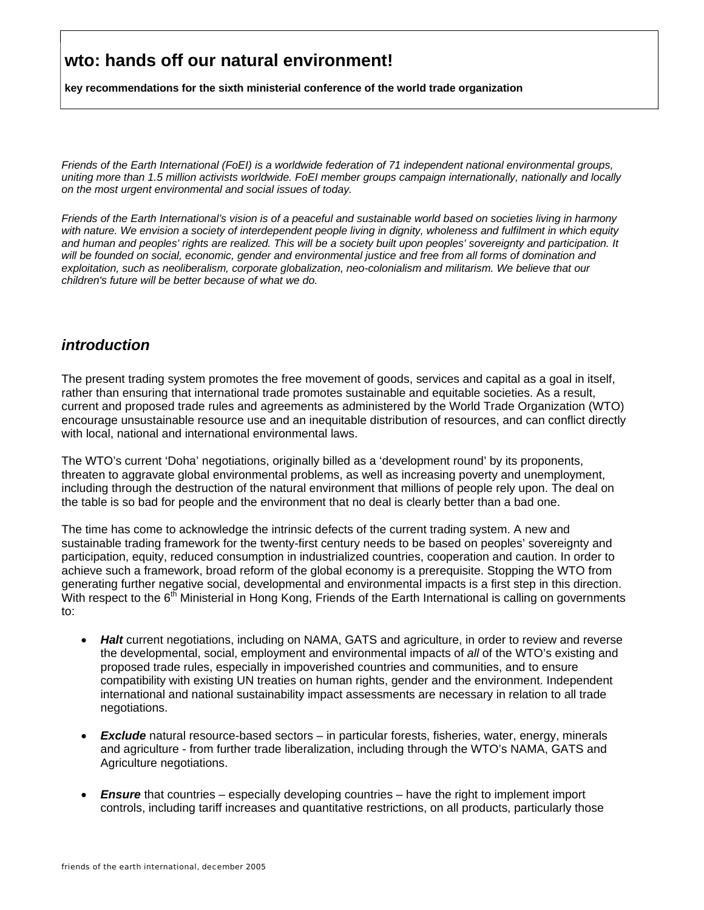# wto: hands off our natural environment!

**key recommendations for the sixth ministerial conference of the world trade organization**

*Friends of the Earth International (FoEI) is a worldwide federation of 71 independent national environmental groups, uniting more than 1.5 million activists worldwide. FoEI member groups campaign internationally, nationally and locally on the most urgent environmental and social issues of today.*

*Friends of the Earth International's vision is of a peaceful and sustainable world based on societies living in harmony with nature. We envision a society of interdependent people living in dignity, wholeness and fulfilment in which equity and human and peoples' rights are realized. This will be a society built upon peoples' sovereignty and participation. It will be founded on social, economic, gender and environmental justice and free from all forms of domination and exploitation, such as neoliberalism, corporate globalization, neo-colonialism and militarism. We believe that our children's future will be better because of what we do.*

## *introduction*

The present trading system promotes the free movement of goods, services and capital as a goal in itself, rather than ensuring that international trade promotes sustainable and equitable societies. As a result, current and proposed trade rules and agreements as administered by the World Trade Organization (WTO) encourage unsustainable resource use and an inequitable distribution of resources, and can conflict directly with local, national and international environmental laws.

The WTO's current 'Doha' negotiations, originally billed as a 'development round' by its proponents, threaten to aggravate global environmental problems, as well as increasing poverty and unemployment, including through the destruction of the natural environment that millions of people rely upon. The deal on the table is so bad for people and the environment that no deal is clearly better than a bad one.

The time has come to acknowledge the intrinsic defects of the current trading system. A new and sustainable trading framework for the twenty-first century needs to be based on peoples' sovereignty and participation, equity, reduced consumption in industrialized countries, cooperation and caution. In order to achieve such a framework, broad reform of the global economy is a prerequisite. Stopping the WTO from generating further negative social, developmental and environmental impacts is a first step in this direction. With respect to the 6th Ministerial in Hong Kong, Friends of the Earth International is calling on governments to:

- ***Halt*** current negotiations, including on NAMA, GATS and agriculture, in order to review and reverse the developmental, social, employment and environmental impacts of *all* of the WTO's existing and proposed trade rules, especially in impoverished countries and communities, and to ensure compatibility with existing UN treaties on human rights, gender and the environment. Independent international and national sustainability impact assessments are necessary in relation to all trade negotiations.

- ***Exclude*** natural resource-based sectors – in particular forests, fisheries, water, energy, minerals and agriculture - from further trade liberalization, including through the WTO's NAMA, GATS and Agriculture negotiations.

- ***Ensure*** that countries – especially developing countries – have the right to implement import controls, including tariff increases and quantitative restrictions, on all products, particularly those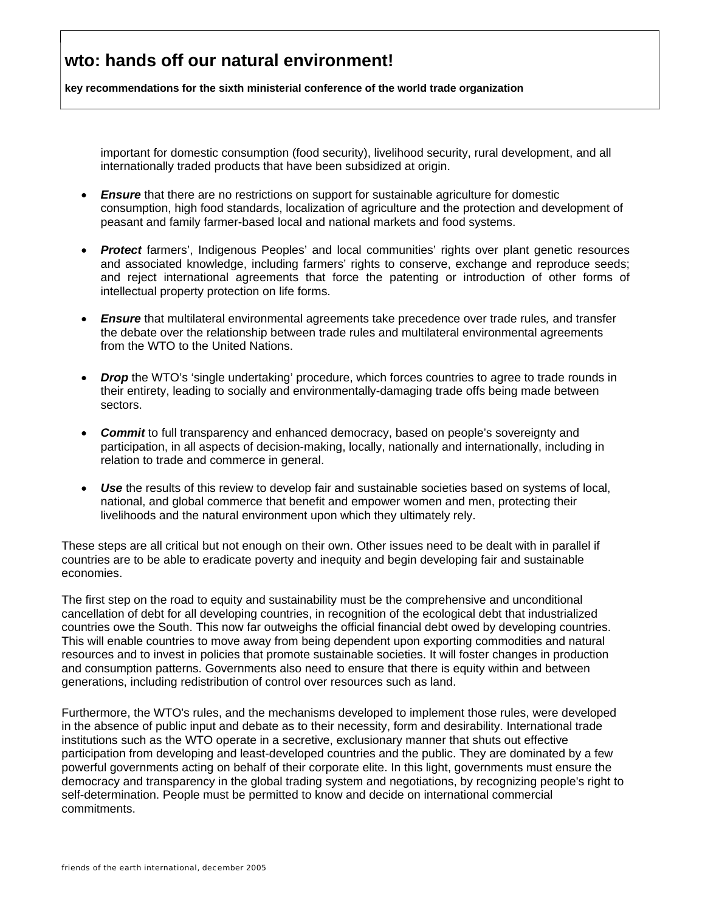important for domestic consumption (food security), livelihood security, rural development, and all internationally traded products that have been subsidized at origin.

- ***Ensure*** that there are no restrictions on support for sustainable agriculture for domestic consumption, high food standards, localization of agriculture and the protection and development of peasant and family farmer-based local and national markets and food systems.

- ***Protect*** farmers', Indigenous Peoples' and local communities' rights over plant genetic resources and associated knowledge, including farmers' rights to conserve, exchange and reproduce seeds; and reject international agreements that force the patenting or introduction of other forms of intellectual property protection on life forms.

- ***Ensure*** that multilateral environmental agreements take precedence over trade rules*,* and transfer the debate over the relationship between trade rules and multilateral environmental agreements from the WTO to the United Nations.

- ***Drop*** the WTO's 'single undertaking' procedure, which forces countries to agree to trade rounds in their entirety, leading to socially and environmentally-damaging trade offs being made between sectors.

- ***Commit*** to full transparency and enhanced democracy, based on people's sovereignty and participation, in all aspects of decision-making, locally, nationally and internationally, including in relation to trade and commerce in general.

- ***Use*** the results of this review to develop fair and sustainable societies based on systems of local, national, and global commerce that benefit and empower women and men, protecting their livelihoods and the natural environment upon which they ultimately rely.

These steps are all critical but not enough on their own. Other issues need to be dealt with in parallel if countries are to be able to eradicate poverty and inequity and begin developing fair and sustainable economies.

The first step on the road to equity and sustainability must be the comprehensive and unconditional cancellation of debt for all developing countries, in recognition of the ecological debt that industrialized countries owe the South. This now far outweighs the official financial debt owed by developing countries. This will enable countries to move away from being dependent upon exporting commodities and natural resources and to invest in policies that promote sustainable societies. It will foster changes in production and consumption patterns. Governments also need to ensure that there is equity within and between generations, including redistribution of control over resources such as land.

Furthermore, the WTO's rules, and the mechanisms developed to implement those rules, were developed in the absence of public input and debate as to their necessity, form and desirability. International trade institutions such as the WTO operate in a secretive, exclusionary manner that shuts out effective participation from developing and least-developed countries and the public. They are dominated by a few powerful governments acting on behalf of their corporate elite. In this light, governments must ensure the democracy and transparency in the global trading system and negotiations, by recognizing people's right to self-determination. People must be permitted to know and decide on international commercial commitments.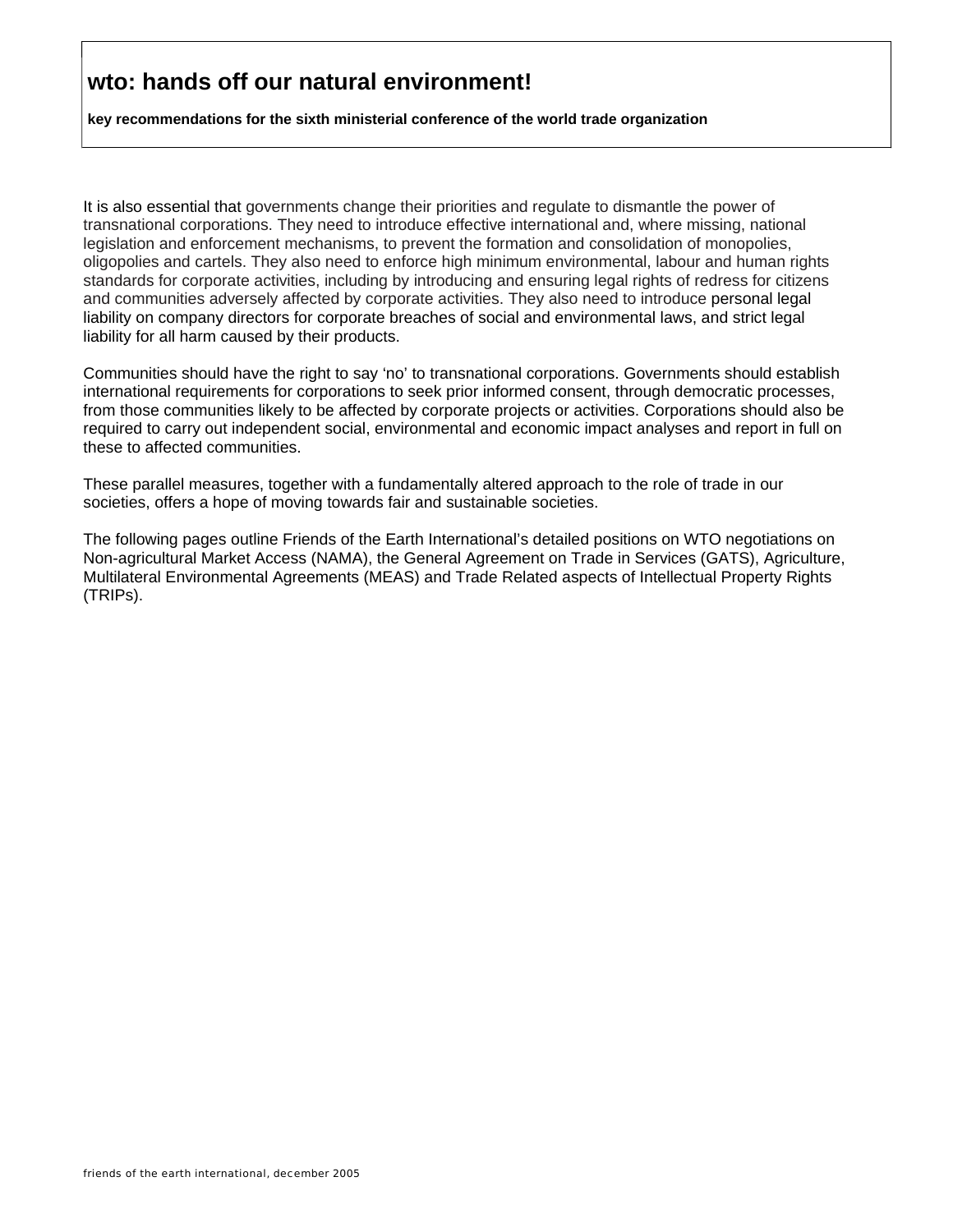It is also essential that governments change their priorities and regulate to dismantle the power of transnational corporations. They need to introduce effective international and, where missing, national legislation and enforcement mechanisms, to prevent the formation and consolidation of monopolies, oligopolies and cartels. They also need to enforce high minimum environmental, labour and human rights standards for corporate activities, including by introducing and ensuring legal rights of redress for citizens and communities adversely affected by corporate activities. They also need to introduce personal legal liability on company directors for corporate breaches of social and environmental laws, and strict legal liability for all harm caused by their products.

Communities should have the right to say 'no' to transnational corporations. Governments should establish international requirements for corporations to seek prior informed consent, through democratic processes, from those communities likely to be affected by corporate projects or activities. Corporations should also be required to carry out independent social, environmental and economic impact analyses and report in full on these to affected communities.

These parallel measures, together with a fundamentally altered approach to the role of trade in our societies, offers a hope of moving towards fair and sustainable societies.

The following pages outline Friends of the Earth International's detailed positions on WTO negotiations on Non-agricultural Market Access (NAMA), the General Agreement on Trade in Services (GATS), Agriculture, Multilateral Environmental Agreements (MEAS) and Trade Related aspects of Intellectual Property Rights (TRIPs).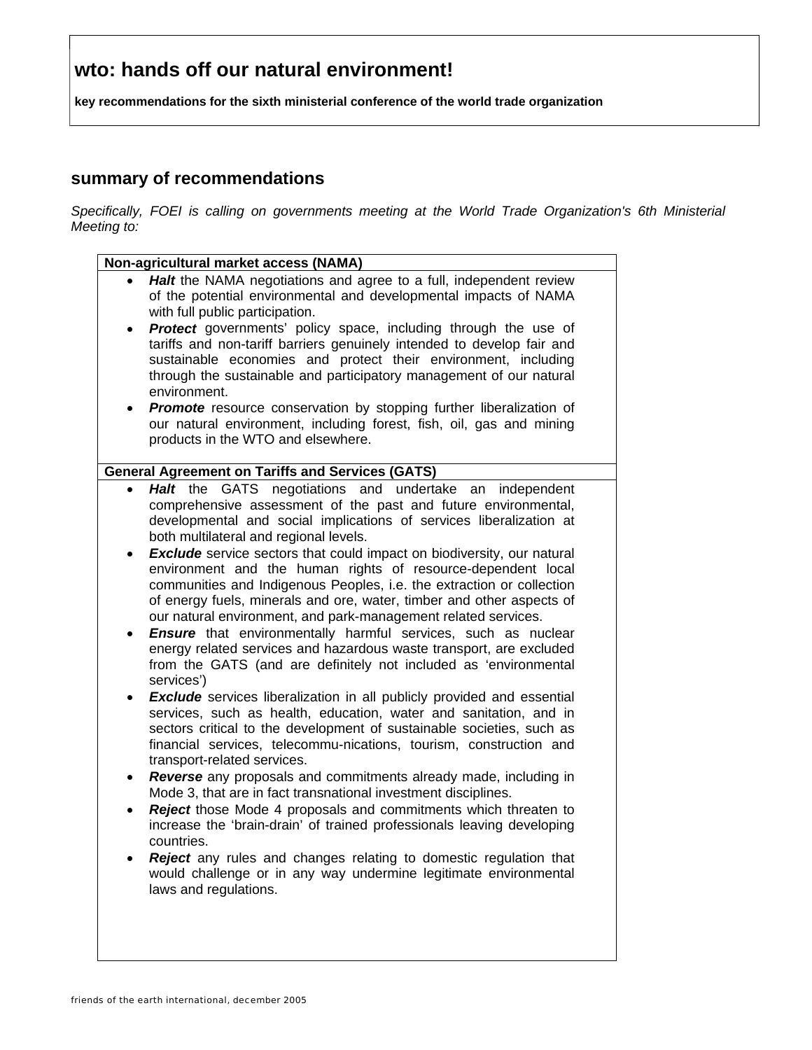# wto: hands off our natural environment!

**key recommendations for the sixth ministerial conference of the world trade organization**

## summary of recommendations

*Specifically, FOEI is calling on governments meeting at the World Trade Organization's 6th Ministerial Meeting to:*

**Non-agricultural market access (NAMA)**

- ***Halt*** the NAMA negotiations and agree to a full, independent review of the potential environmental and developmental impacts of NAMA with full public participation.
- ***Protect*** governments' policy space, including through the use of tariffs and non-tariff barriers genuinely intended to develop fair and sustainable economies and protect their environment, including through the sustainable and participatory management of our natural environment.
- ***Promote*** resource conservation by stopping further liberalization of our natural environment, including forest, fish, oil, gas and mining products in the WTO and elsewhere.

**General Agreement on Tariffs and Services (GATS)**

- ***Halt*** the GATS negotiations and undertake an independent comprehensive assessment of the past and future environmental, developmental and social implications of services liberalization at both multilateral and regional levels.
- ***Exclude*** service sectors that could impact on biodiversity, our natural environment and the human rights of resource-dependent local communities and Indigenous Peoples, i.e. the extraction or collection of energy fuels, minerals and ore, water, timber and other aspects of our natural environment, and park-management related services.
- ***Ensure*** that environmentally harmful services, such as nuclear energy related services and hazardous waste transport, are excluded from the GATS (and are definitely not included as 'environmental services')
- ***Exclude*** services liberalization in all publicly provided and essential services, such as health, education, water and sanitation, and in sectors critical to the development of sustainable societies, such as financial services, telecommu-nications, tourism, construction and transport-related services.
- ***Reverse*** any proposals and commitments already made, including in Mode 3, that are in fact transnational investment disciplines.
- ***Reject*** those Mode 4 proposals and commitments which threaten to increase the 'brain-drain' of trained professionals leaving developing countries.
- ***Reject*** any rules and changes relating to domestic regulation that would challenge or in any way undermine legitimate environmental laws and regulations.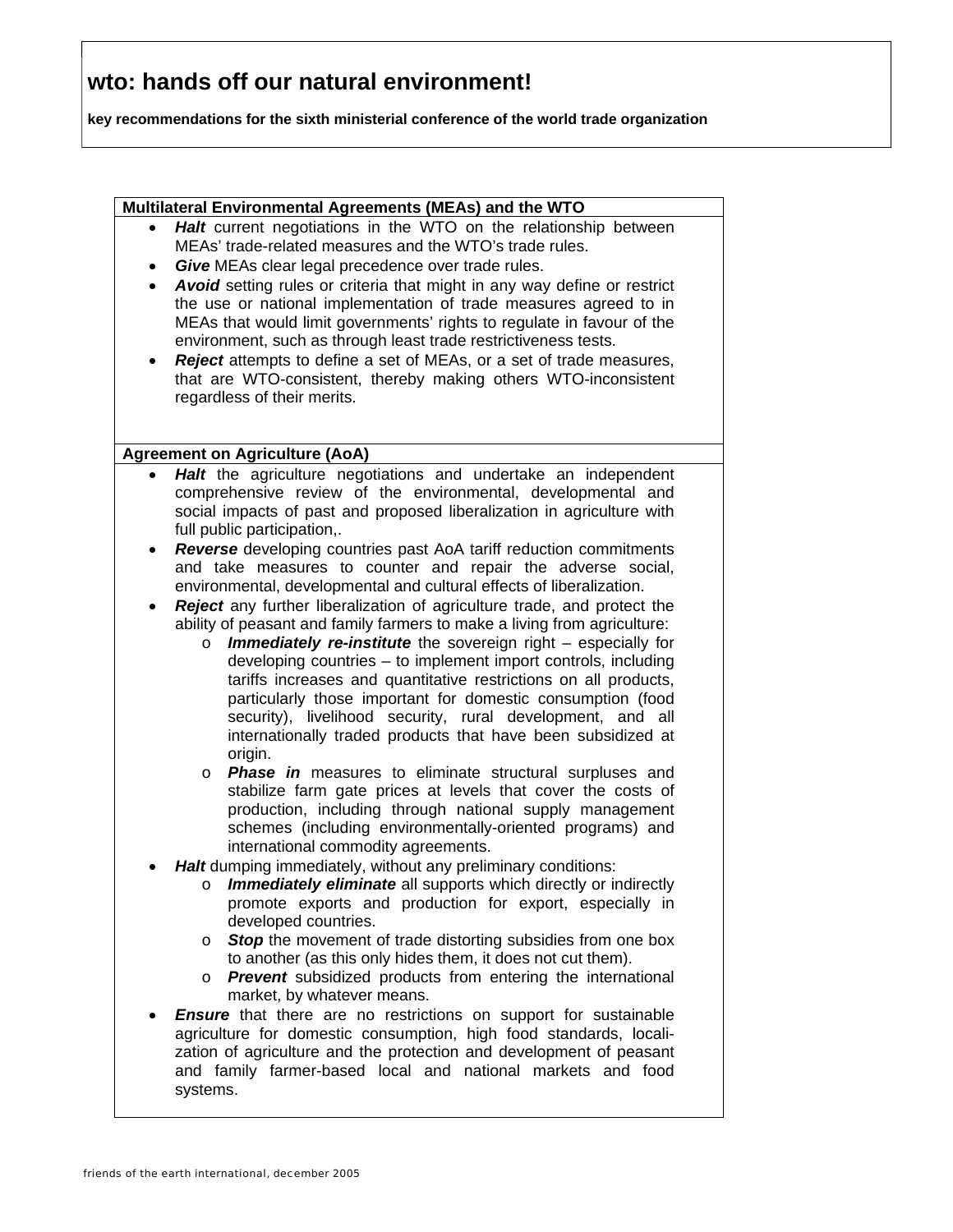# wto: hands off our natural environment!

**key recommendations for the sixth ministerial conference of the world trade organization**

**Multilateral Environmental Agreements (MEAs) and the WTO**

- ***Halt*** current negotiations in the WTO on the relationship between MEAs' trade-related measures and the WTO's trade rules.
- ***Give*** MEAs clear legal precedence over trade rules.
- ***Avoid*** setting rules or criteria that might in any way define or restrict the use or national implementation of trade measures agreed to in MEAs that would limit governments' rights to regulate in favour of the environment, such as through least trade restrictiveness tests.
- ***Reject*** attempts to define a set of MEAs, or a set of trade measures, that are WTO-consistent, thereby making others WTO-inconsistent regardless of their merits.

**Agreement on Agriculture (AoA)**

- ***Halt*** the agriculture negotiations and undertake an independent comprehensive review of the environmental, developmental and social impacts of past and proposed liberalization in agriculture with full public participation,.
- ***Reverse*** developing countries past AoA tariff reduction commitments and take measures to counter and repair the adverse social, environmental, developmental and cultural effects of liberalization.
- ***Reject*** any further liberalization of agriculture trade, and protect the ability of peasant and family farmers to make a living from agriculture:
  - ***Immediately re-institute*** the sovereign right – especially for developing countries – to implement import controls, including tariffs increases and quantitative restrictions on all products, particularly those important for domestic consumption (food security), livelihood security, rural development, and all internationally traded products that have been subsidized at origin.
  - ***Phase in*** measures to eliminate structural surpluses and stabilize farm gate prices at levels that cover the costs of production, including through national supply management schemes (including environmentally-oriented programs) and international commodity agreements.
- ***Halt*** dumping immediately, without any preliminary conditions:
  - ***Immediately eliminate*** all supports which directly or indirectly promote exports and production for export, especially in developed countries.
  - ***Stop*** the movement of trade distorting subsidies from one box to another (as this only hides them, it does not cut them).
  - ***Prevent*** subsidized products from entering the international market, by whatever means.
- ***Ensure*** that there are no restrictions on support for sustainable agriculture for domestic consumption, high food standards, localization of agriculture and the protection and development of peasant and family farmer-based local and national markets and food systems.

friends of the earth international, december 2005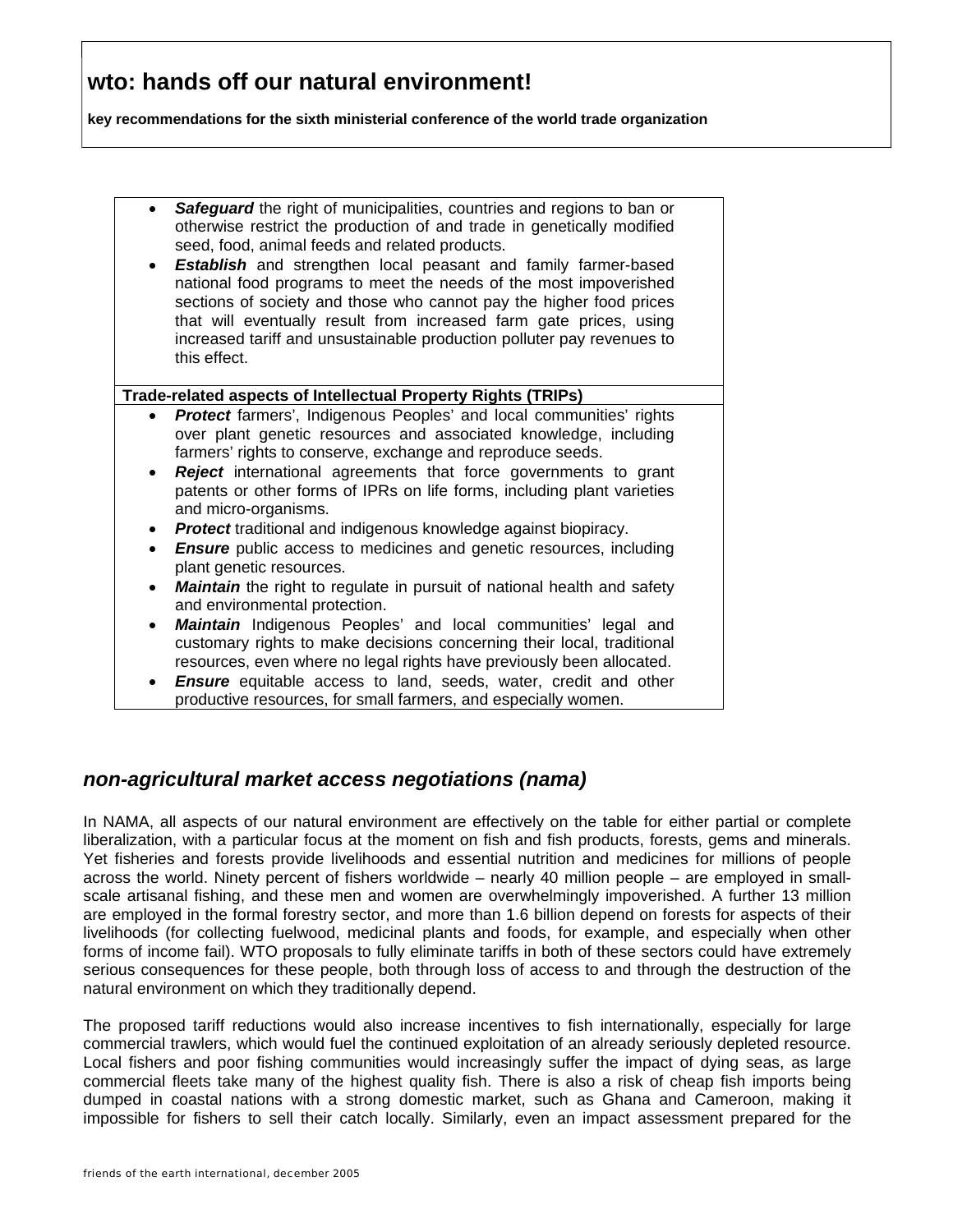# wto: hands off our natural environment!

**key recommendations for the sixth ministerial conference of the world trade organization**

- ***Safeguard*** the right of municipalities, countries and regions to ban or otherwise restrict the production of and trade in genetically modified seed, food, animal feeds and related products.
- ***Establish*** and strengthen local peasant and family farmer-based national food programs to meet the needs of the most impoverished sections of society and those who cannot pay the higher food prices that will eventually result from increased farm gate prices, using increased tariff and unsustainable production polluter pay revenues to this effect.

**Trade-related aspects of Intellectual Property Rights (TRIPs)**

- ***Protect*** farmers', Indigenous Peoples' and local communities' rights over plant genetic resources and associated knowledge, including farmers' rights to conserve, exchange and reproduce seeds.
- ***Reject*** international agreements that force governments to grant patents or other forms of IPRs on life forms, including plant varieties and micro-organisms.
- ***Protect*** traditional and indigenous knowledge against biopiracy.
- ***Ensure*** public access to medicines and genetic resources, including plant genetic resources.
- ***Maintain*** the right to regulate in pursuit of national health and safety and environmental protection.
- ***Maintain*** Indigenous Peoples' and local communities' legal and customary rights to make decisions concerning their local, traditional resources, even where no legal rights have previously been allocated.
- ***Ensure*** equitable access to land, seeds, water, credit and other productive resources, for small farmers, and especially women.

## *non-agricultural market access negotiations (nama)*

In NAMA, all aspects of our natural environment are effectively on the table for either partial or complete liberalization, with a particular focus at the moment on fish and fish products, forests, gems and minerals. Yet fisheries and forests provide livelihoods and essential nutrition and medicines for millions of people across the world. Ninety percent of fishers worldwide – nearly 40 million people – are employed in small-scale artisanal fishing, and these men and women are overwhelmingly impoverished. A further 13 million are employed in the formal forestry sector, and more than 1.6 billion depend on forests for aspects of their livelihoods (for collecting fuelwood, medicinal plants and foods, for example, and especially when other forms of income fail). WTO proposals to fully eliminate tariffs in both of these sectors could have extremely serious consequences for these people, both through loss of access to and through the destruction of the natural environment on which they traditionally depend.

The proposed tariff reductions would also increase incentives to fish internationally, especially for large commercial trawlers, which would fuel the continued exploitation of an already seriously depleted resource. Local fishers and poor fishing communities would increasingly suffer the impact of dying seas, as large commercial fleets take many of the highest quality fish. There is also a risk of cheap fish imports being dumped in coastal nations with a strong domestic market, such as Ghana and Cameroon, making it impossible for fishers to sell their catch locally. Similarly, even an impact assessment prepared for the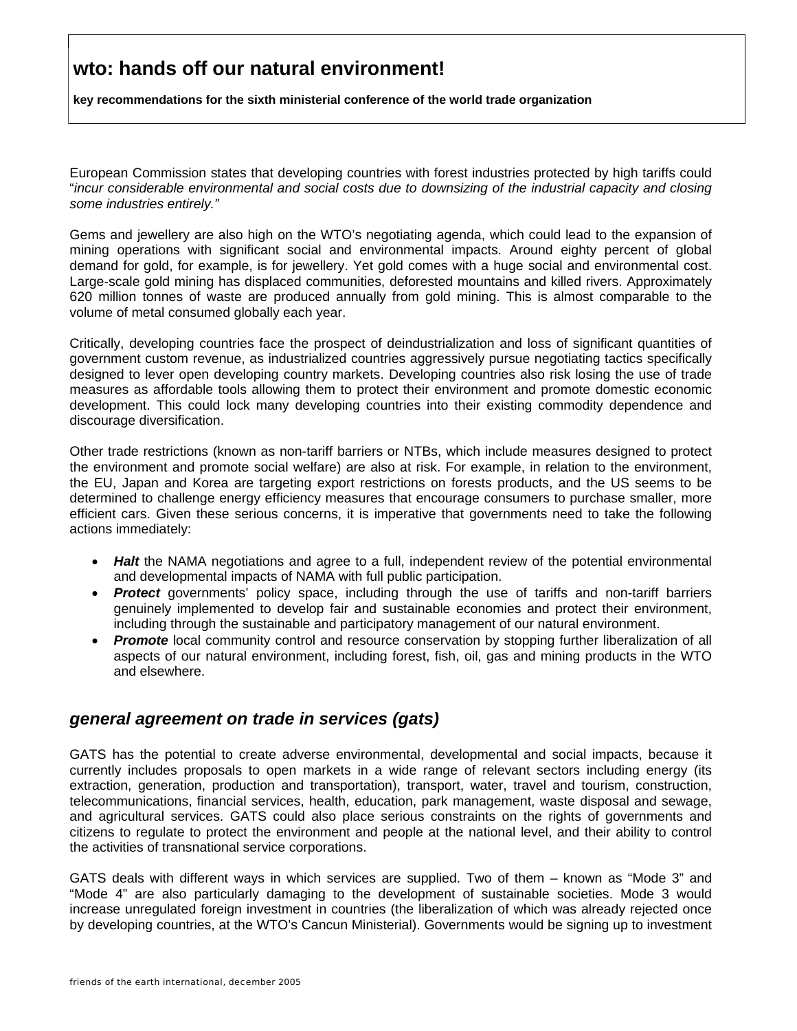European Commission states that developing countries with forest industries protected by high tariffs could "*incur considerable environmental and social costs due to downsizing of the industrial capacity and closing some industries entirely."*

Gems and jewellery are also high on the WTO's negotiating agenda, which could lead to the expansion of mining operations with significant social and environmental impacts. Around eighty percent of global demand for gold, for example, is for jewellery. Yet gold comes with a huge social and environmental cost. Large-scale gold mining has displaced communities, deforested mountains and killed rivers. Approximately 620 million tonnes of waste are produced annually from gold mining. This is almost comparable to the volume of metal consumed globally each year.

Critically, developing countries face the prospect of deindustrialization and loss of significant quantities of government custom revenue, as industrialized countries aggressively pursue negotiating tactics specifically designed to lever open developing country markets. Developing countries also risk losing the use of trade measures as affordable tools allowing them to protect their environment and promote domestic economic development. This could lock many developing countries into their existing commodity dependence and discourage diversification.

Other trade restrictions (known as non-tariff barriers or NTBs, which include measures designed to protect the environment and promote social welfare) are also at risk. For example, in relation to the environment, the EU, Japan and Korea are targeting export restrictions on forests products, and the US seems to be determined to challenge energy efficiency measures that encourage consumers to purchase smaller, more efficient cars. Given these serious concerns, it is imperative that governments need to take the following actions immediately:

- ***Halt*** the NAMA negotiations and agree to a full, independent review of the potential environmental and developmental impacts of NAMA with full public participation.
- ***Protect*** governments' policy space, including through the use of tariffs and non-tariff barriers genuinely implemented to develop fair and sustainable economies and protect their environment, including through the sustainable and participatory management of our natural environment.
- ***Promote*** local community control and resource conservation by stopping further liberalization of all aspects of our natural environment, including forest, fish, oil, gas and mining products in the WTO and elsewhere.

## *general agreement on trade in services (gats)*

GATS has the potential to create adverse environmental, developmental and social impacts, because it currently includes proposals to open markets in a wide range of relevant sectors including energy (its extraction, generation, production and transportation), transport, water, travel and tourism, construction, telecommunications, financial services, health, education, park management, waste disposal and sewage, and agricultural services. GATS could also place serious constraints on the rights of governments and citizens to regulate to protect the environment and people at the national level, and their ability to control the activities of transnational service corporations.

GATS deals with different ways in which services are supplied. Two of them – known as "Mode 3" and "Mode 4" are also particularly damaging to the development of sustainable societies. Mode 3 would increase unregulated foreign investment in countries (the liberalization of which was already rejected once by developing countries, at the WTO's Cancun Ministerial). Governments would be signing up to investment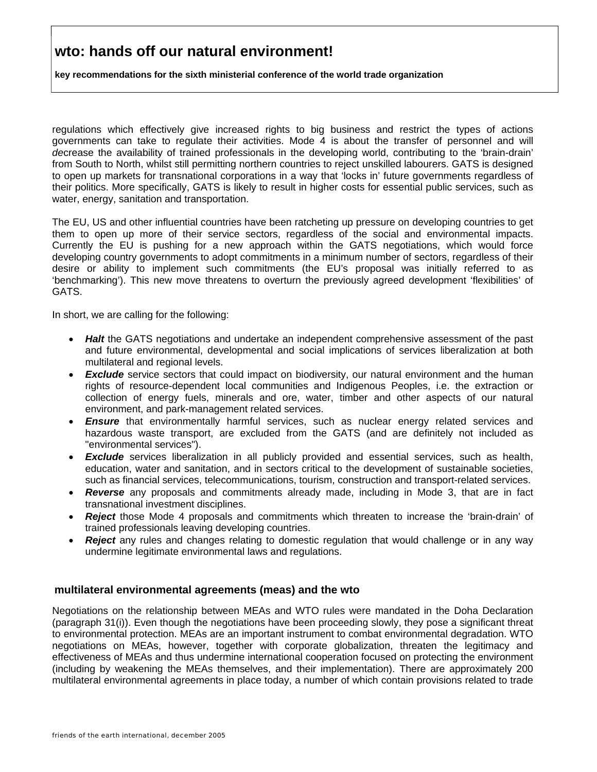regulations which effectively give increased rights to big business and restrict the types of actions governments can take to regulate their activities. Mode 4 is about the transfer of personnel and will *de*crease the availability of trained professionals in the developing world, contributing to the 'brain-drain' from South to North, whilst still permitting northern countries to reject unskilled labourers. GATS is designed to open up markets for transnational corporations in a way that 'locks in' future governments regardless of their politics. More specifically, GATS is likely to result in higher costs for essential public services, such as water, energy, sanitation and transportation.

The EU, US and other influential countries have been ratcheting up pressure on developing countries to get them to open up more of their service sectors, regardless of the social and environmental impacts. Currently the EU is pushing for a new approach within the GATS negotiations, which would force developing country governments to adopt commitments in a minimum number of sectors, regardless of their desire or ability to implement such commitments (the EU's proposal was initially referred to as 'benchmarking'). This new move threatens to overturn the previously agreed development 'flexibilities' of GATS.

In short, we are calling for the following:

- ***Halt*** the GATS negotiations and undertake an independent comprehensive assessment of the past and future environmental, developmental and social implications of services liberalization at both multilateral and regional levels.
- ***Exclude*** service sectors that could impact on biodiversity, our natural environment and the human rights of resource-dependent local communities and Indigenous Peoples, i.e. the extraction or collection of energy fuels, minerals and ore, water, timber and other aspects of our natural environment, and park-management related services.
- ***Ensure*** that environmentally harmful services, such as nuclear energy related services and hazardous waste transport, are excluded from the GATS (and are definitely not included as "environmental services").
- ***Exclude*** services liberalization in all publicly provided and essential services, such as health, education, water and sanitation, and in sectors critical to the development of sustainable societies, such as financial services, telecommunications, tourism, construction and transport-related services.
- ***Reverse*** any proposals and commitments already made, including in Mode 3, that are in fact transnational investment disciplines.
- ***Reject*** those Mode 4 proposals and commitments which threaten to increase the 'brain-drain' of trained professionals leaving developing countries.
- ***Reject*** any rules and changes relating to domestic regulation that would challenge or in any way undermine legitimate environmental laws and regulations.

## multilateral environmental agreements (meas) and the wto

Negotiations on the relationship between MEAs and WTO rules were mandated in the Doha Declaration (paragraph 31(i)). Even though the negotiations have been proceeding slowly, they pose a significant threat to environmental protection. MEAs are an important instrument to combat environmental degradation. WTO negotiations on MEAs, however, together with corporate globalization, threaten the legitimacy and effectiveness of MEAs and thus undermine international cooperation focused on protecting the environment (including by weakening the MEAs themselves, and their implementation). There are approximately 200 multilateral environmental agreements in place today, a number of which contain provisions related to trade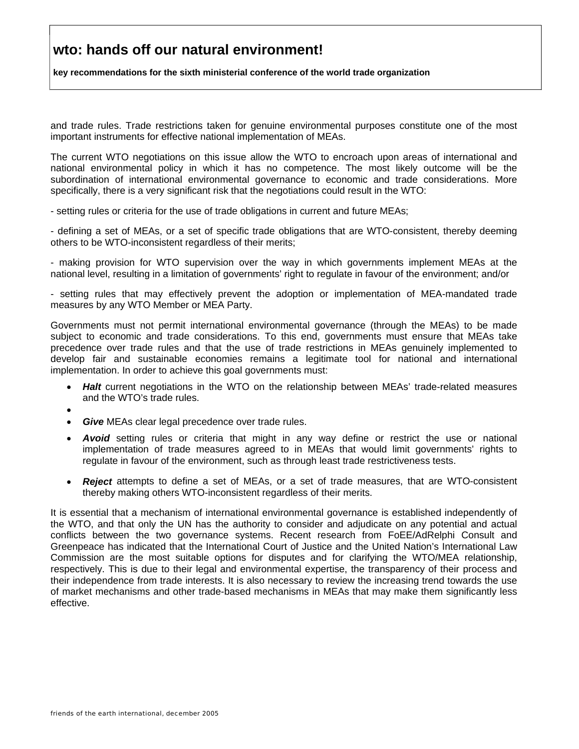and trade rules. Trade restrictions taken for genuine environmental purposes constitute one of the most important instruments for effective national implementation of MEAs.

The current WTO negotiations on this issue allow the WTO to encroach upon areas of international and national environmental policy in which it has no competence. The most likely outcome will be the subordination of international environmental governance to economic and trade considerations. More specifically, there is a very significant risk that the negotiations could result in the WTO:

- setting rules or criteria for the use of trade obligations in current and future MEAs;

- defining a set of MEAs, or a set of specific trade obligations that are WTO-consistent, thereby deeming others to be WTO-inconsistent regardless of their merits;

- making provision for WTO supervision over the way in which governments implement MEAs at the national level, resulting in a limitation of governments' right to regulate in favour of the environment; and/or

- setting rules that may effectively prevent the adoption or implementation of MEA-mandated trade measures by any WTO Member or MEA Party.

Governments must not permit international environmental governance (through the MEAs) to be made subject to economic and trade considerations. To this end, governments must ensure that MEAs take precedence over trade rules and that the use of trade restrictions in MEAs genuinely implemented to develop fair and sustainable economies remains a legitimate tool for national and international implementation. In order to achieve this goal governments must:

- ***Halt*** current negotiations in the WTO on the relationship between MEAs' trade-related measures and the WTO's trade rules.
- ***Give*** MEAs clear legal precedence over trade rules.
- ***Avoid*** setting rules or criteria that might in any way define or restrict the use or national implementation of trade measures agreed to in MEAs that would limit governments' rights to regulate in favour of the environment, such as through least trade restrictiveness tests.
- ***Reject*** attempts to define a set of MEAs, or a set of trade measures, that are WTO-consistent thereby making others WTO-inconsistent regardless of their merits.

It is essential that a mechanism of international environmental governance is established independently of the WTO, and that only the UN has the authority to consider and adjudicate on any potential and actual conflicts between the two governance systems. Recent research from FoEE/AdRelphi Consult and Greenpeace has indicated that the International Court of Justice and the United Nation's International Law Commission are the most suitable options for disputes and for clarifying the WTO/MEA relationship, respectively. This is due to their legal and environmental expertise, the transparency of their process and their independence from trade interests. It is also necessary to review the increasing trend towards the use of market mechanisms and other trade-based mechanisms in MEAs that may make them significantly less effective.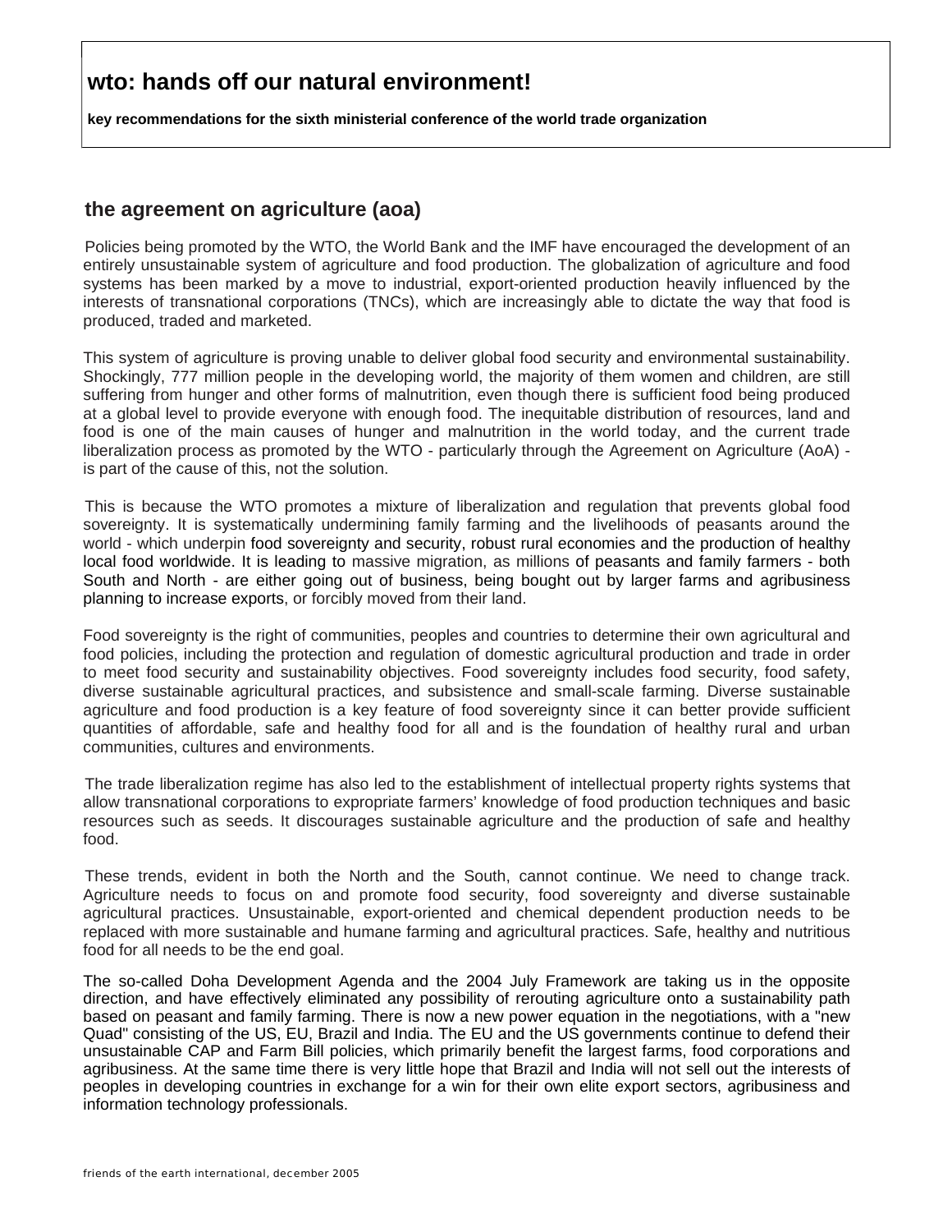# wto: hands off our natural environment!

**key recommendations for the sixth ministerial conference of the world trade organization**

## the agreement on agriculture (aoa)

Policies being promoted by the WTO, the World Bank and the IMF have encouraged the development of an entirely unsustainable system of agriculture and food production. The globalization of agriculture and food systems has been marked by a move to industrial, export-oriented production heavily influenced by the interests of transnational corporations (TNCs), which are increasingly able to dictate the way that food is produced, traded and marketed.

This system of agriculture is proving unable to deliver global food security and environmental sustainability. Shockingly, 777 million people in the developing world, the majority of them women and children, are still suffering from hunger and other forms of malnutrition, even though there is sufficient food being produced at a global level to provide everyone with enough food. The inequitable distribution of resources, land and food is one of the main causes of hunger and malnutrition in the world today, and the current trade liberalization process as promoted by the WTO - particularly through the Agreement on Agriculture (AoA) - is part of the cause of this, not the solution.

This is because the WTO promotes a mixture of liberalization and regulation that prevents global food sovereignty. It is systematically undermining family farming and the livelihoods of peasants around the world - which underpin food sovereignty and security, robust rural economies and the production of healthy local food worldwide. It is leading to massive migration, as millions of peasants and family farmers - both South and North - are either going out of business, being bought out by larger farms and agribusiness planning to increase exports, or forcibly moved from their land.

Food sovereignty is the right of communities, peoples and countries to determine their own agricultural and food policies, including the protection and regulation of domestic agricultural production and trade in order to meet food security and sustainability objectives. Food sovereignty includes food security, food safety, diverse sustainable agricultural practices, and subsistence and small-scale farming. Diverse sustainable agriculture and food production is a key feature of food sovereignty since it can better provide sufficient quantities of affordable, safe and healthy food for all and is the foundation of healthy rural and urban communities, cultures and environments.

The trade liberalization regime has also led to the establishment of intellectual property rights systems that allow transnational corporations to expropriate farmers' knowledge of food production techniques and basic resources such as seeds. It discourages sustainable agriculture and the production of safe and healthy food.

These trends, evident in both the North and the South, cannot continue. We need to change track. Agriculture needs to focus on and promote food security, food sovereignty and diverse sustainable agricultural practices. Unsustainable, export-oriented and chemical dependent production needs to be replaced with more sustainable and humane farming and agricultural practices. Safe, healthy and nutritious food for all needs to be the end goal.

The so-called Doha Development Agenda and the 2004 July Framework are taking us in the opposite direction, and have effectively eliminated any possibility of rerouting agriculture onto a sustainability path based on peasant and family farming. There is now a new power equation in the negotiations, with a "new Quad" consisting of the US, EU, Brazil and India. The EU and the US governments continue to defend their unsustainable CAP and Farm Bill policies, which primarily benefit the largest farms, food corporations and agribusiness. At the same time there is very little hope that Brazil and India will not sell out the interests of peoples in developing countries in exchange for a win for their own elite export sectors, agribusiness and information technology professionals.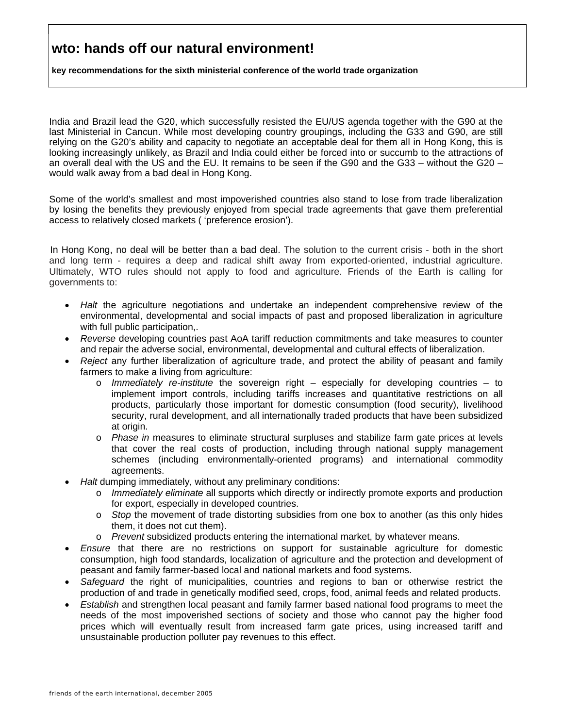# wto: hands off our natural environment!

**key recommendations for the sixth ministerial conference of the world trade organization**

India and Brazil lead the G20, which successfully resisted the EU/US agenda together with the G90 at the last Ministerial in Cancun. While most developing country groupings, including the G33 and G90, are still relying on the G20's ability and capacity to negotiate an acceptable deal for them all in Hong Kong, this is looking increasingly unlikely, as Brazil and India could either be forced into or succumb to the attractions of an overall deal with the US and the EU. It remains to be seen if the G90 and the G33 – without the G20 – would walk away from a bad deal in Hong Kong.

Some of the world's smallest and most impoverished countries also stand to lose from trade liberalization by losing the benefits they previously enjoyed from special trade agreements that gave them preferential access to relatively closed markets ( 'preference erosion').

In Hong Kong, no deal will be better than a bad deal. The solution to the current crisis - both in the short and long term - requires a deep and radical shift away from exported-oriented, industrial agriculture. Ultimately, WTO rules should not apply to food and agriculture. Friends of the Earth is calling for governments to:

- *Halt* the agriculture negotiations and undertake an independent comprehensive review of the environmental, developmental and social impacts of past and proposed liberalization in agriculture with full public participation,.
- *Reverse* developing countries past AoA tariff reduction commitments and take measures to counter and repair the adverse social, environmental, developmental and cultural effects of liberalization.
- *Reject* any further liberalization of agriculture trade, and protect the ability of peasant and family farmers to make a living from agriculture:
  - *Immediately re-institute* the sovereign right – especially for developing countries – to implement import controls, including tariffs increases and quantitative restrictions on all products, particularly those important for domestic consumption (food security), livelihood security, rural development, and all internationally traded products that have been subsidized at origin.
  - *Phase in* measures to eliminate structural surpluses and stabilize farm gate prices at levels that cover the real costs of production, including through national supply management schemes (including environmentally-oriented programs) and international commodity agreements.
- *Halt* dumping immediately, without any preliminary conditions:
  - *Immediately eliminate* all supports which directly or indirectly promote exports and production for export, especially in developed countries.
  - *Stop* the movement of trade distorting subsidies from one box to another (as this only hides them, it does not cut them).
  - *Prevent* subsidized products entering the international market, by whatever means.
- *Ensure* that there are no restrictions on support for sustainable agriculture for domestic consumption, high food standards, localization of agriculture and the protection and development of peasant and family farmer-based local and national markets and food systems.
- *Safeguard* the right of municipalities, countries and regions to ban or otherwise restrict the production of and trade in genetically modified seed, crops, food, animal feeds and related products.
- *Establish* and strengthen local peasant and family farmer based national food programs to meet the needs of the most impoverished sections of society and those who cannot pay the higher food prices which will eventually result from increased farm gate prices, using increased tariff and unsustainable production polluter pay revenues to this effect.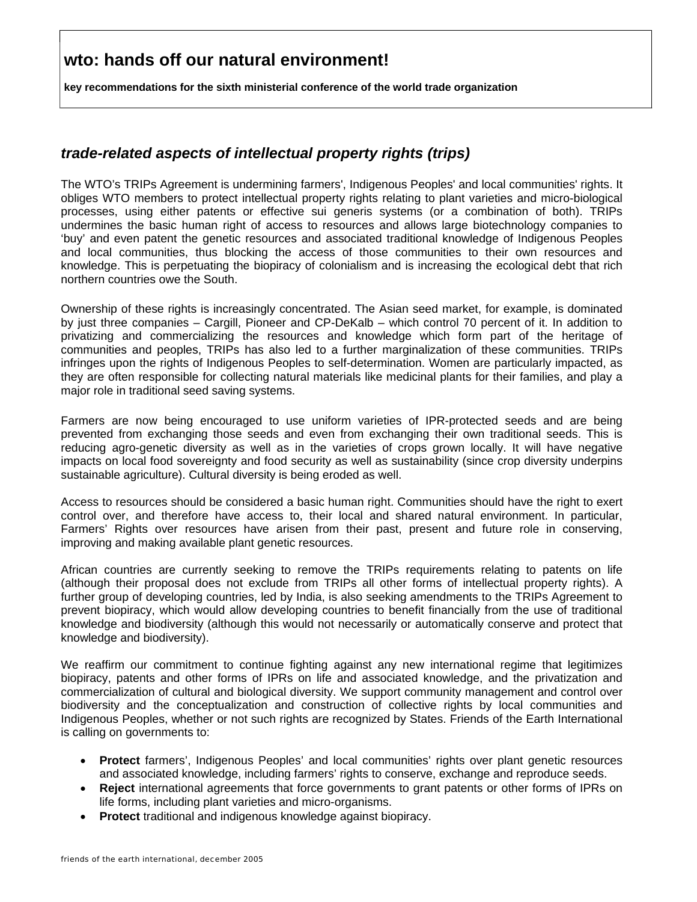# wto: hands off our natural environment!

**key recommendations for the sixth ministerial conference of the world trade organization**

## *trade-related aspects of intellectual property rights (trips)*

The WTO's TRIPs Agreement is undermining farmers', Indigenous Peoples' and local communities' rights. It obliges WTO members to protect intellectual property rights relating to plant varieties and micro-biological processes, using either patents or effective sui generis systems (or a combination of both). TRIPs undermines the basic human right of access to resources and allows large biotechnology companies to 'buy' and even patent the genetic resources and associated traditional knowledge of Indigenous Peoples and local communities, thus blocking the access of those communities to their own resources and knowledge. This is perpetuating the biopiracy of colonialism and is increasing the ecological debt that rich northern countries owe the South.

Ownership of these rights is increasingly concentrated. The Asian seed market, for example, is dominated by just three companies – Cargill, Pioneer and CP-DeKalb – which control 70 percent of it. In addition to privatizing and commercializing the resources and knowledge which form part of the heritage of communities and peoples, TRIPs has also led to a further marginalization of these communities. TRIPs infringes upon the rights of Indigenous Peoples to self-determination. Women are particularly impacted, as they are often responsible for collecting natural materials like medicinal plants for their families, and play a major role in traditional seed saving systems.

Farmers are now being encouraged to use uniform varieties of IPR-protected seeds and are being prevented from exchanging those seeds and even from exchanging their own traditional seeds. This is reducing agro-genetic diversity as well as in the varieties of crops grown locally. It will have negative impacts on local food sovereignty and food security as well as sustainability (since crop diversity underpins sustainable agriculture). Cultural diversity is being eroded as well.

Access to resources should be considered a basic human right. Communities should have the right to exert control over, and therefore have access to, their local and shared natural environment. In particular, Farmers' Rights over resources have arisen from their past, present and future role in conserving, improving and making available plant genetic resources.

African countries are currently seeking to remove the TRIPs requirements relating to patents on life (although their proposal does not exclude from TRIPs all other forms of intellectual property rights). A further group of developing countries, led by India, is also seeking amendments to the TRIPs Agreement to prevent biopiracy, which would allow developing countries to benefit financially from the use of traditional knowledge and biodiversity (although this would not necessarily or automatically conserve and protect that knowledge and biodiversity).

We reaffirm our commitment to continue fighting against any new international regime that legitimizes biopiracy, patents and other forms of IPRs on life and associated knowledge, and the privatization and commercialization of cultural and biological diversity. We support community management and control over biodiversity and the conceptualization and construction of collective rights by local communities and Indigenous Peoples, whether or not such rights are recognized by States. Friends of the Earth International is calling on governments to:

- **Protect** farmers', Indigenous Peoples' and local communities' rights over plant genetic resources and associated knowledge, including farmers' rights to conserve, exchange and reproduce seeds.
- **Reject** international agreements that force governments to grant patents or other forms of IPRs on life forms, including plant varieties and micro-organisms.
- **Protect** traditional and indigenous knowledge against biopiracy.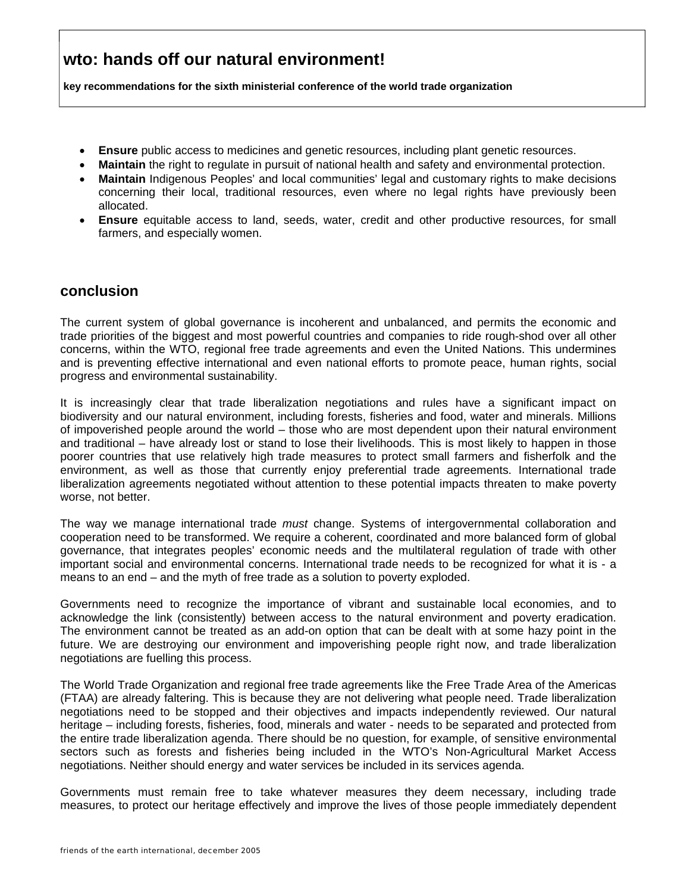# wto: hands off our natural environment!

**key recommendations for the sixth ministerial conference of the world trade organization**

- **Ensure** public access to medicines and genetic resources, including plant genetic resources.
- **Maintain** the right to regulate in pursuit of national health and safety and environmental protection.
- **Maintain** Indigenous Peoples' and local communities' legal and customary rights to make decisions concerning their local, traditional resources, even where no legal rights have previously been allocated.
- **Ensure** equitable access to land, seeds, water, credit and other productive resources, for small farmers, and especially women.

## conclusion

The current system of global governance is incoherent and unbalanced, and permits the economic and trade priorities of the biggest and most powerful countries and companies to ride rough-shod over all other concerns, within the WTO, regional free trade agreements and even the United Nations. This undermines and is preventing effective international and even national efforts to promote peace, human rights, social progress and environmental sustainability.

It is increasingly clear that trade liberalization negotiations and rules have a significant impact on biodiversity and our natural environment, including forests, fisheries and food, water and minerals. Millions of impoverished people around the world – those who are most dependent upon their natural environment and traditional – have already lost or stand to lose their livelihoods. This is most likely to happen in those poorer countries that use relatively high trade measures to protect small farmers and fisherfolk and the environment, as well as those that currently enjoy preferential trade agreements. International trade liberalization agreements negotiated without attention to these potential impacts threaten to make poverty worse, not better.

The way we manage international trade *must* change. Systems of intergovernmental collaboration and cooperation need to be transformed. We require a coherent, coordinated and more balanced form of global governance, that integrates peoples' economic needs and the multilateral regulation of trade with other important social and environmental concerns. International trade needs to be recognized for what it is - a means to an end – and the myth of free trade as a solution to poverty exploded.

Governments need to recognize the importance of vibrant and sustainable local economies, and to acknowledge the link (consistently) between access to the natural environment and poverty eradication. The environment cannot be treated as an add-on option that can be dealt with at some hazy point in the future. We are destroying our environment and impoverishing people right now, and trade liberalization negotiations are fuelling this process.

The World Trade Organization and regional free trade agreements like the Free Trade Area of the Americas (FTAA) are already faltering. This is because they are not delivering what people need. Trade liberalization negotiations need to be stopped and their objectives and impacts independently reviewed. Our natural heritage – including forests, fisheries, food, minerals and water - needs to be separated and protected from the entire trade liberalization agenda. There should be no question, for example, of sensitive environmental sectors such as forests and fisheries being included in the WTO's Non-Agricultural Market Access negotiations. Neither should energy and water services be included in its services agenda.

Governments must remain free to take whatever measures they deem necessary, including trade measures, to protect our heritage effectively and improve the lives of those people immediately dependent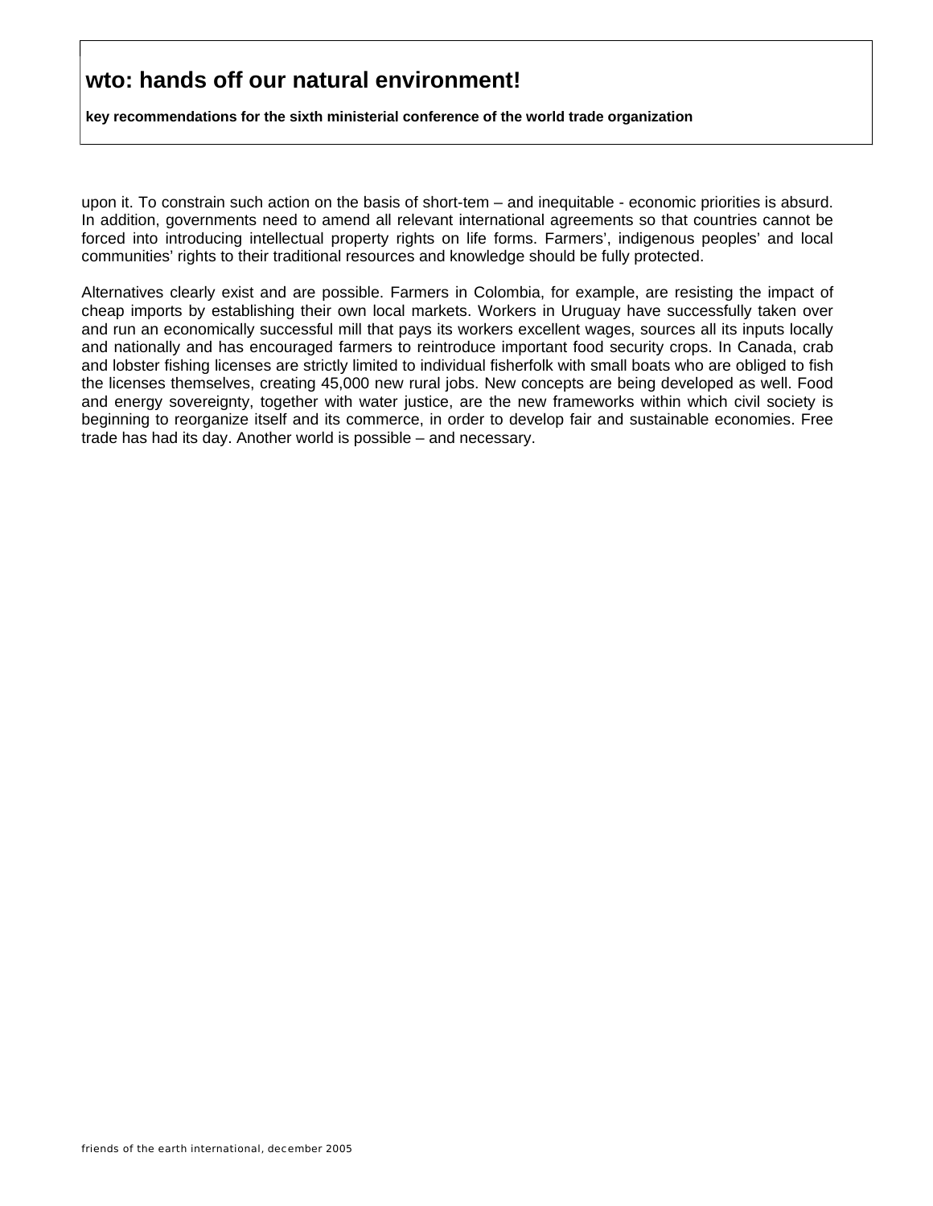upon it. To constrain such action on the basis of short-tem – and inequitable - economic priorities is absurd. In addition, governments need to amend all relevant international agreements so that countries cannot be forced into introducing intellectual property rights on life forms. Farmers', indigenous peoples' and local communities' rights to their traditional resources and knowledge should be fully protected.

Alternatives clearly exist and are possible. Farmers in Colombia, for example, are resisting the impact of cheap imports by establishing their own local markets. Workers in Uruguay have successfully taken over and run an economically successful mill that pays its workers excellent wages, sources all its inputs locally and nationally and has encouraged farmers to reintroduce important food security crops. In Canada, crab and lobster fishing licenses are strictly limited to individual fisherfolk with small boats who are obliged to fish the licenses themselves, creating 45,000 new rural jobs. New concepts are being developed as well. Food and energy sovereignty, together with water justice, are the new frameworks within which civil society is beginning to reorganize itself and its commerce, in order to develop fair and sustainable economies. Free trade has had its day. Another world is possible – and necessary.